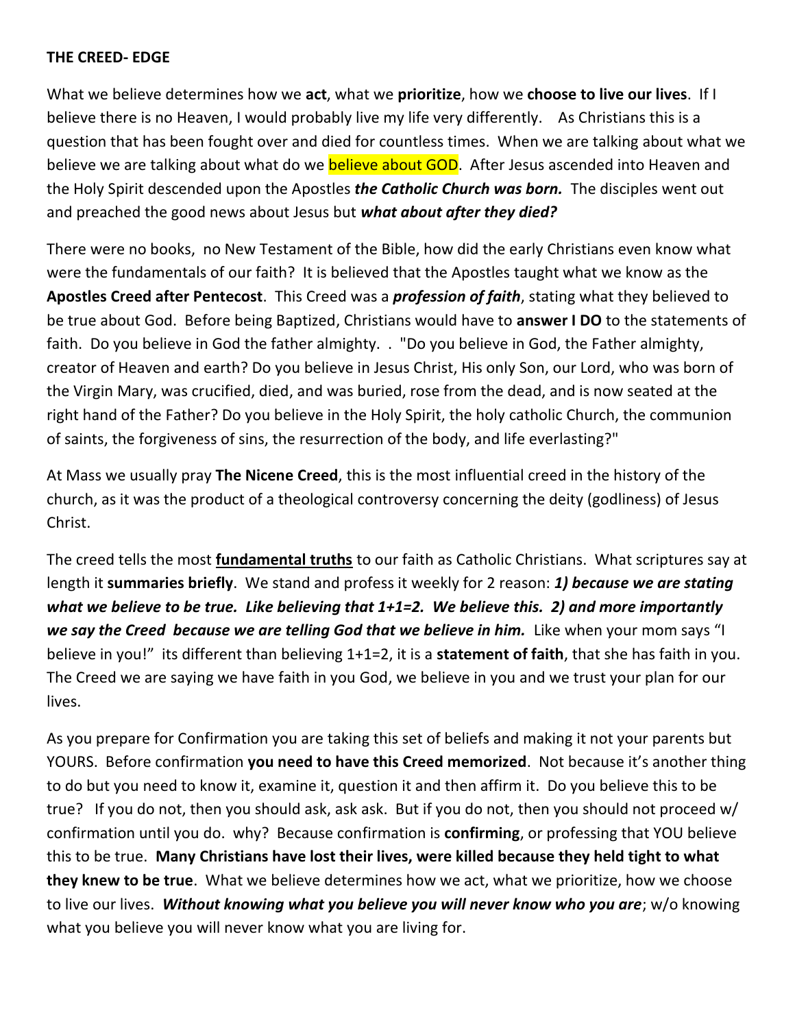**THE CREED- EDGE**

What we believe determines how we **act**, what we **prioritize**, how we **choose to live our lives**. If I believe there is no Heaven, I would probably live my life very differently. As Christians this is a question that has been fought over and died for countless times. When we are talking about what we believe we are talking about what do we believe about GOD. After Jesus ascended into Heaven and the Holy Spirit descended upon the Apostles ***the Catholic Church was born.*** The disciples went out and preached the good news about Jesus but ***what about after they died?***

There were no books, no New Testament of the Bible, how did the early Christians even know what were the fundamentals of our faith? It is believed that the Apostles taught what we know as the **Apostles Creed after Pentecost**. This Creed was a ***profession of faith***, stating what they believed to be true about God. Before being Baptized, Christians would have to **answer I DO** to the statements of faith. Do you believe in God the father almighty. . "Do you believe in God, the Father almighty, creator of Heaven and earth? Do you believe in Jesus Christ, His only Son, our Lord, who was born of the Virgin Mary, was crucified, died, and was buried, rose from the dead, and is now seated at the right hand of the Father? Do you believe in the Holy Spirit, the holy catholic Church, the communion of saints, the forgiveness of sins, the resurrection of the body, and life everlasting?"

At Mass we usually pray **The Nicene Creed**, this is the most influential creed in the history of the church, as it was the product of a theological controversy concerning the deity (godliness) of Jesus Christ.

The creed tells the most **<u>fundamental truths</u>** to our faith as Catholic Christians. What scriptures say at length it **summaries briefly**. We stand and profess it weekly for 2 reason: ***1) because we are stating what we believe to be true. Like believing that 1+1=2. We believe this. 2) and more importantly we say the Creed because we are telling God that we believe in him.*** Like when your mom says "I believe in you!" its different than believing 1+1=2, it is a **statement of faith**, that she has faith in you. The Creed we are saying we have faith in you God, we believe in you and we trust your plan for our lives.

As you prepare for Confirmation you are taking this set of beliefs and making it not your parents but YOURS. Before confirmation **you need to have this Creed memorized**. Not because it's another thing to do but you need to know it, examine it, question it and then affirm it. Do you believe this to be true? If you do not, then you should ask, ask ask. But if you do not, then you should not proceed w/ confirmation until you do. why? Because confirmation is **confirming**, or professing that YOU believe this to be true. **Many Christians have lost their lives, were killed because they held tight to what they knew to be true**. What we believe determines how we act, what we prioritize, how we choose to live our lives. ***Without knowing what you believe you will never know who you are***; w/o knowing what you believe you will never know what you are living for.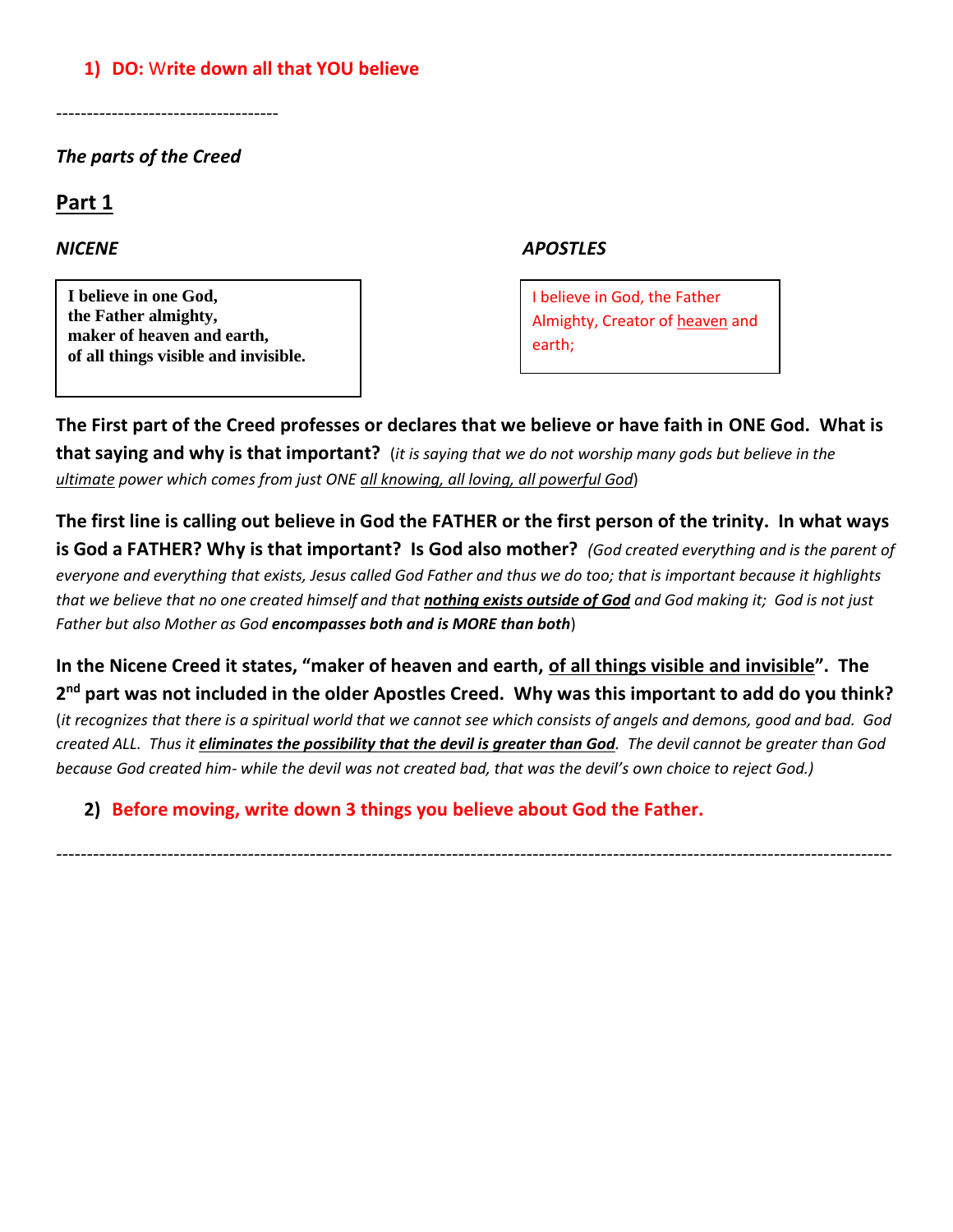1) **DO:** Write down all that YOU believe

------------------------------------

***The parts of the Creed***

## Part 1

| ***NICENE*** | ***APOSTLES*** |
|---|---|
| **I believe in one God, the Father almighty, maker of heaven and earth, of all things visible and invisible.** | I believe in God, the Father Almighty, Creator of heaven and earth; |

**The First part of the Creed professes or declares that we believe or have faith in ONE God. What is that saying and why is that important?** (*it is saying that we do not worship many gods but believe in the ultimate power which comes from just ONE all knowing, all loving, all powerful God*)

**The first line is calling out believe in God the FATHER or the first person of the trinity. In what ways is God a FATHER? Why is that important? Is God also mother?** *(God created everything and is the parent of everyone and everything that exists, Jesus called God Father and thus we do too; that is important because it highlights that we believe that no one created himself and that* ***nothing exists outside of God*** *and God making it; God is not just Father but also Mother as God* ***encompasses both and is MORE than both****)*

**In the Nicene Creed it states, "maker of heaven and earth, of all things visible and invisible". The 2nd part was not included in the older Apostles Creed. Why was this important to add do you think?** (*it recognizes that there is a spiritual world that we cannot see which consists of angels and demons, good and bad. God created ALL. Thus it* ***eliminates the possibility that the devil is greater than God****. The devil cannot be greater than God because God created him- while the devil was not created bad, that was the devil's own choice to reject God.)*

2) **Before moving, write down 3 things you believe about God the Father.**

------------------------------------------------------------------------------------------------------------------------------------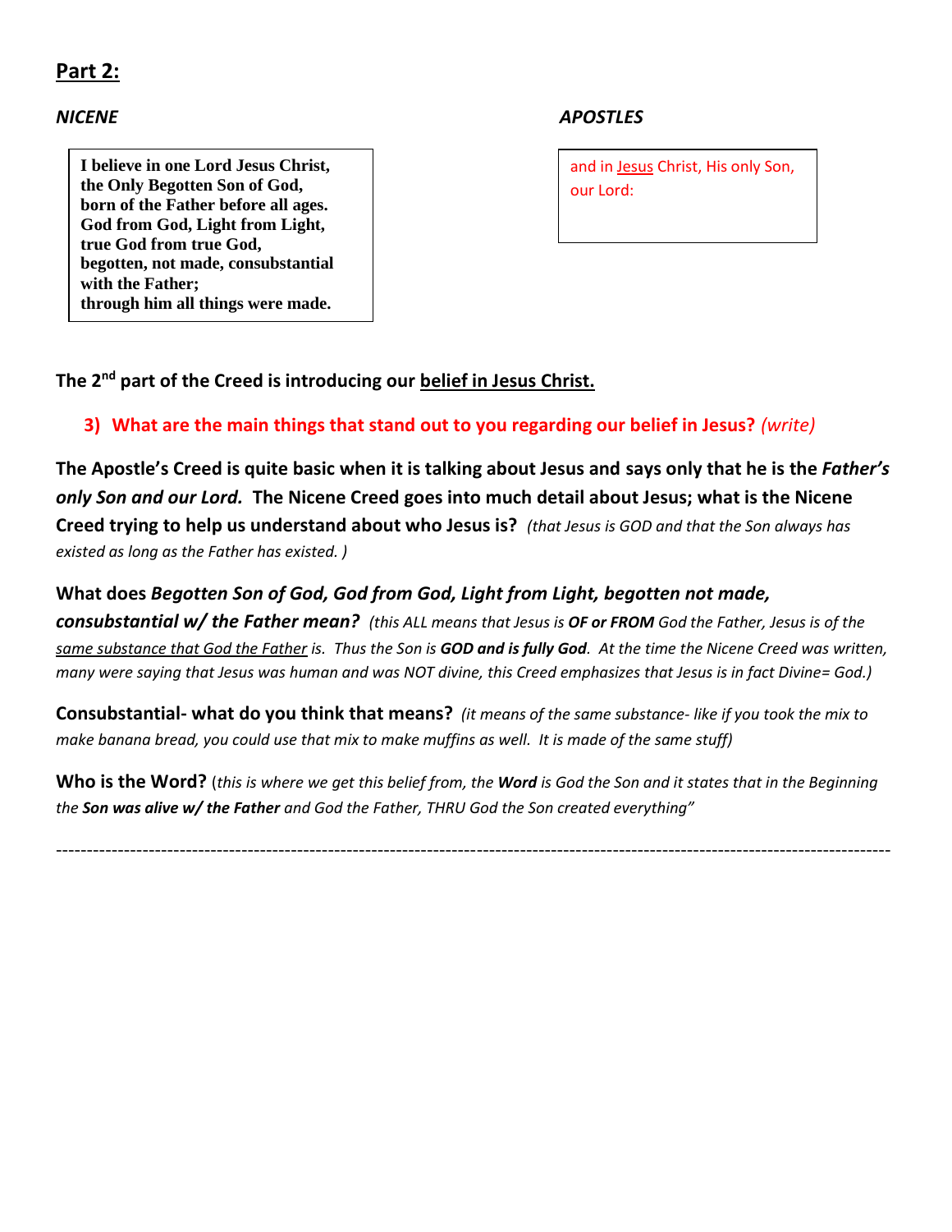## Part 2:

***NICENE***

**I believe in one Lord Jesus Christ,
the Only Begotten Son of God,
born of the Father before all ages.
God from God, Light from Light,
true God from true God,
begotten, not made, consubstantial with the Father;
through him all things were made.**

***APOSTLES***

and in <u>Jesus</u> Christ, His only Son,
our Lord:

**The 2nd part of the Creed is introducing our <u>belief in Jesus Christ.</u>**

3) **What are the main things that stand out to you regarding our belief in Jesus?** *(write)*

**The Apostle's Creed is quite basic when it is talking about Jesus and says only that he is the *Father's only Son and our Lord.* The Nicene Creed goes into much detail about Jesus; what is the Nicene Creed trying to help us understand about who Jesus is?** *(that Jesus is GOD and that the Son always has existed as long as the Father has existed. )*

**What does *Begotten Son of God, God from God, Light from Light, begotten not made, consubstantial w/ the Father mean?*** *(this ALL means that Jesus is **OF or FROM** God the Father, Jesus is of the <u>same substance that God the Father</u> is. Thus the Son is **GOD and is fully God**. At the time the Nicene Creed was written, many were saying that Jesus was human and was NOT divine, this Creed emphasizes that Jesus is in fact Divine= God.)*

**Consubstantial- what do you think that means?** *(it means of the same substance- like if you took the mix to make banana bread, you could use that mix to make muffins as well. It is made of the same stuff)*

**Who is the Word?** (*this is where we get this belief from, the **Word** is God the Son and it states that in the Beginning the **Son was alive w/ the Father** and God the Father, THRU God the Son created everything"*

---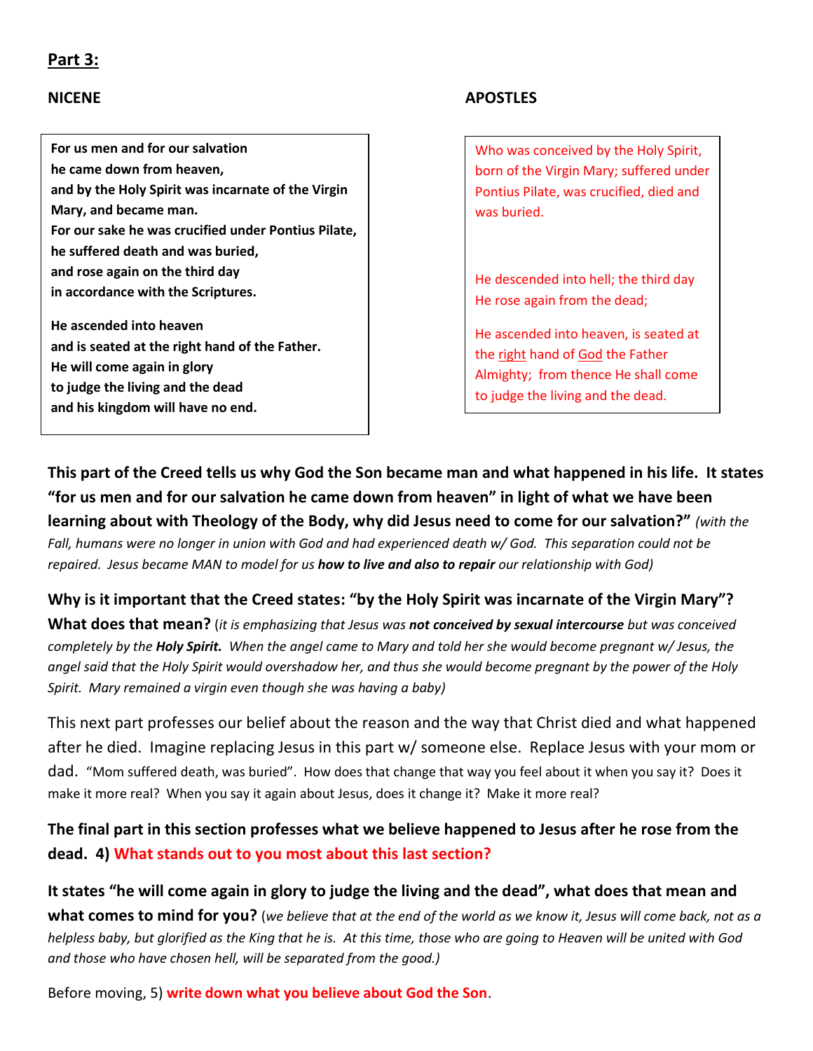## **Part 3:**

| **NICENE** | **APOSTLES** |
| --- | --- |
| **For us men and for our salvation he came down from heaven, and by the Holy Spirit was incarnate of the Virgin Mary, and became man. For our sake he was crucified under Pontius Pilate, he suffered death and was buried, and rose again on the third day in accordance with the Scriptures.** | Who was conceived by the Holy Spirit, born of the Virgin Mary; suffered under Pontius Pilate, was crucified, died and was buried. He descended into hell; the third day He rose again from the dead; |
| **He ascended into heaven and is seated at the right hand of the Father. He will come again in glory to judge the living and the dead and his kingdom will have no end.** | He ascended into heaven, is seated at the right hand of God the Father Almighty; from thence He shall come to judge the living and the dead. |

**This part of the Creed tells us why God the Son became man and what happened in his life. It states "for us men and for our salvation he came down from heaven" in light of what we have been learning about with Theology of the Body, why did Jesus need to come for our salvation?"** *(with the Fall, humans were no longer in union with God and had experienced death w/ God. This separation could not be repaired. Jesus became MAN to model for us* ***how to live and also to repair*** *our relationship with God)*

**Why is it important that the Creed states: "by the Holy Spirit was incarnate of the Virgin Mary"? What does that mean?** (*it is emphasizing that Jesus was* ***not conceived by sexual intercourse*** *but was conceived completely by the* ***Holy Spirit.*** *When the angel came to Mary and told her she would become pregnant w/ Jesus, the angel said that the Holy Spirit would overshadow her, and thus she would become pregnant by the power of the Holy Spirit. Mary remained a virgin even though she was having a baby)*

This next part professes our belief about the reason and the way that Christ died and what happened after he died. Imagine replacing Jesus in this part w/ someone else. Replace Jesus with your mom or dad. "Mom suffered death, was buried". How does that change that way you feel about it when you say it? Does it make it more real? When you say it again about Jesus, does it change it? Make it more real?

**The final part in this section professes what we believe happened to Jesus after he rose from the dead. 4) What stands out to you most about this last section?**

**It states "he will come again in glory to judge the living and the dead", what does that mean and what comes to mind for you?** (*we believe that at the end of the world as we know it, Jesus will come back, not as a helpless baby, but glorified as the King that he is. At this time, those who are going to Heaven will be united with God and those who have chosen hell, will be separated from the good.)*

Before moving, 5) **write down what you believe about God the Son**.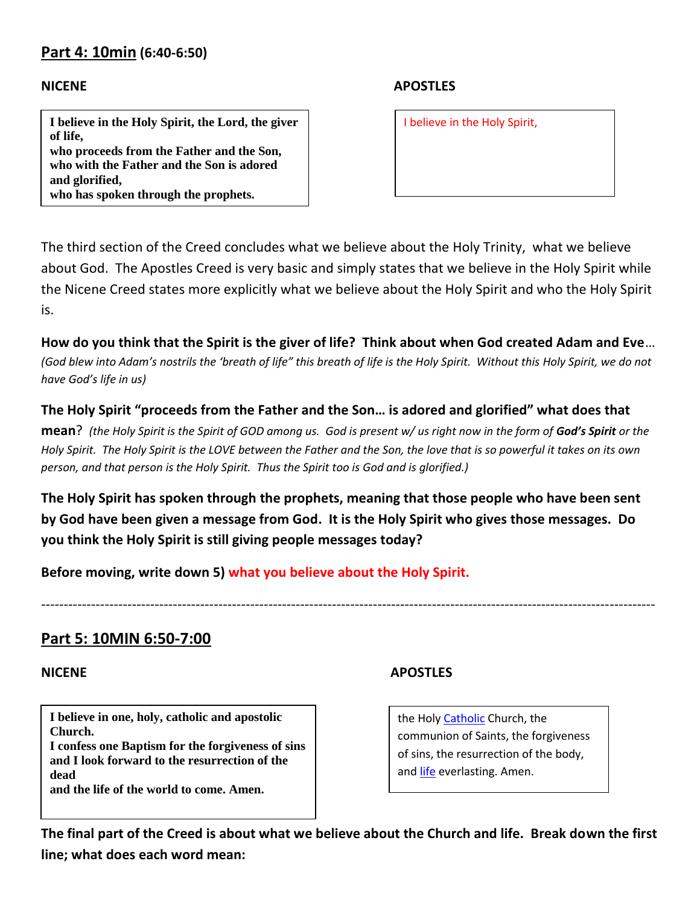## **Part 4: 10min** (6:40-6:50)

**NICENE**

**I believe in the Holy Spirit, the Lord, the giver of life,**
**who proceeds from the Father and the Son,**
**who with the Father and the Son is adored and glorified,**
**who has spoken through the prophets.**

**APOSTLES**

I believe in the Holy Spirit,

The third section of the Creed concludes what we believe about the Holy Trinity, what we believe about God. The Apostles Creed is very basic and simply states that we believe in the Holy Spirit while the Nicene Creed states more explicitly what we believe about the Holy Spirit and who the Holy Spirit is.

**How do you think that the Spirit is the giver of life? Think about when God created Adam and Eve**… *(God blew into Adam's nostrils the 'breath of life" this breath of life is the Holy Spirit. Without this Holy Spirit, we do not have God's life in us)*

**The Holy Spirit "proceeds from the Father and the Son… is adored and glorified" what does that mean**? *(the Holy Spirit is the Spirit of GOD among us. God is present w/ us right now in the form of **God's Spirit** or the Holy Spirit. The Holy Spirit is the LOVE between the Father and the Son, the love that is so powerful it takes on its own person, and that person is the Holy Spirit. Thus the Spirit too is God and is glorified.)*

**The Holy Spirit has spoken through the prophets, meaning that those people who have been sent by God have been given a message from God. It is the Holy Spirit who gives those messages. Do you think the Holy Spirit is still giving people messages today?**

**Before moving, write down 5) what you believe about the Holy Spirit.**

---

## **Part 5: 10MIN 6:50-7:00**

**NICENE**

**I believe in one, holy, catholic and apostolic Church.**
**I confess one Baptism for the forgiveness of sins**
**and I look forward to the resurrection of the dead**
**and the life of the world to come. Amen.**

**APOSTLES**

the Holy Catholic Church, the communion of Saints, the forgiveness of sins, the resurrection of the body, and life everlasting. Amen.

**The final part of the Creed is about what we believe about the Church and life. Break down the first line; what does each word mean:**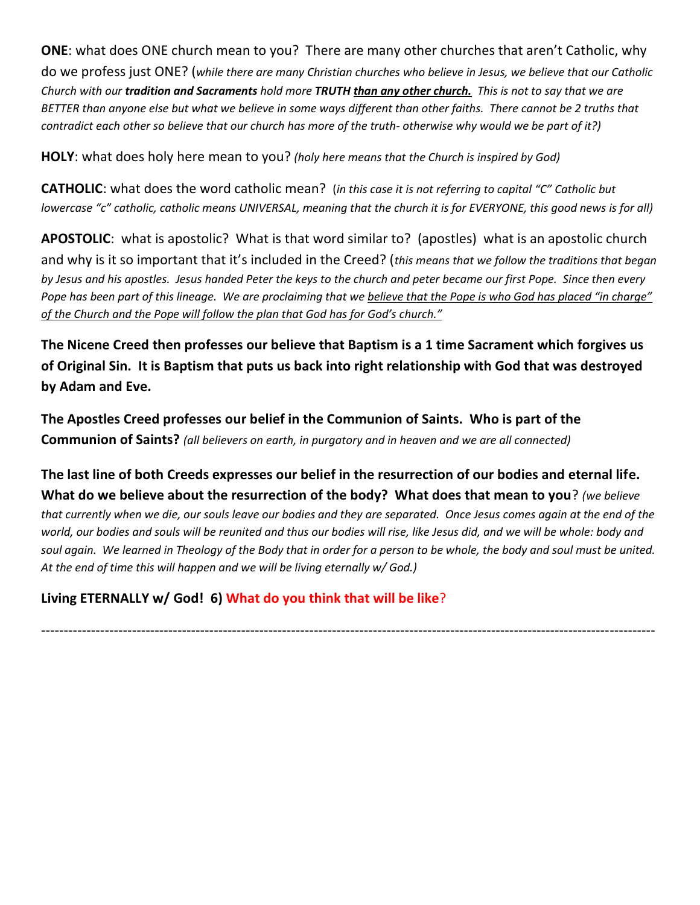**ONE**: what does ONE church mean to you? There are many other churches that aren't Catholic, why do we profess just ONE? (*while there are many Christian churches who believe in Jesus, we believe that our Catholic Church with our **tradition and Sacraments** hold more **TRUTH** **<u>than any other church.</u>** This is not to say that we are BETTER than anyone else but what we believe in some ways different than other faiths. There cannot be 2 truths that contradict each other so believe that our church has more of the truth- otherwise why would we be part of it?)*

**HOLY**: what does holy here mean to you? *(holy here means that the Church is inspired by God)*

**CATHOLIC**: what does the word catholic mean? (*in this case it is not referring to capital "C" Catholic but lowercase "c" catholic, catholic means UNIVERSAL, meaning that the church it is for EVERYONE, this good news is for all)*

**APOSTOLIC**: what is apostolic? What is that word similar to? (apostles) what is an apostolic church and why is it so important that it's included in the Creed? (*this means that we follow the traditions that began by Jesus and his apostles. Jesus handed Peter the keys to the church and peter became our first Pope. Since then every Pope has been part of this lineage. We are proclaiming that we <u>believe that the Pope is who God has placed "in charge" of the Church and the Pope will follow the plan that God has for God's church."</u>*

**The Nicene Creed then professes our believe that Baptism is a 1 time Sacrament which forgives us of Original Sin. It is Baptism that puts us back into right relationship with God that was destroyed by Adam and Eve.**

**The Apostles Creed professes our belief in the Communion of Saints. Who is part of the Communion of Saints?** *(all believers on earth, in purgatory and in heaven and we are all connected)*

**The last line of both Creeds expresses our belief in the resurrection of our bodies and eternal life. What do we believe about the resurrection of the body? What does that mean to you**? *(we believe that currently when we die, our souls leave our bodies and they are separated. Once Jesus comes again at the end of the world, our bodies and souls will be reunited and thus our bodies will rise, like Jesus did, and we will be whole: body and soul again. We learned in Theology of the Body that in order for a person to be whole, the body and soul must be united. At the end of time this will happen and we will be living eternally w/ God.)*

**Living ETERNALLY w/ God! 6) What do you think that will be like**?

---